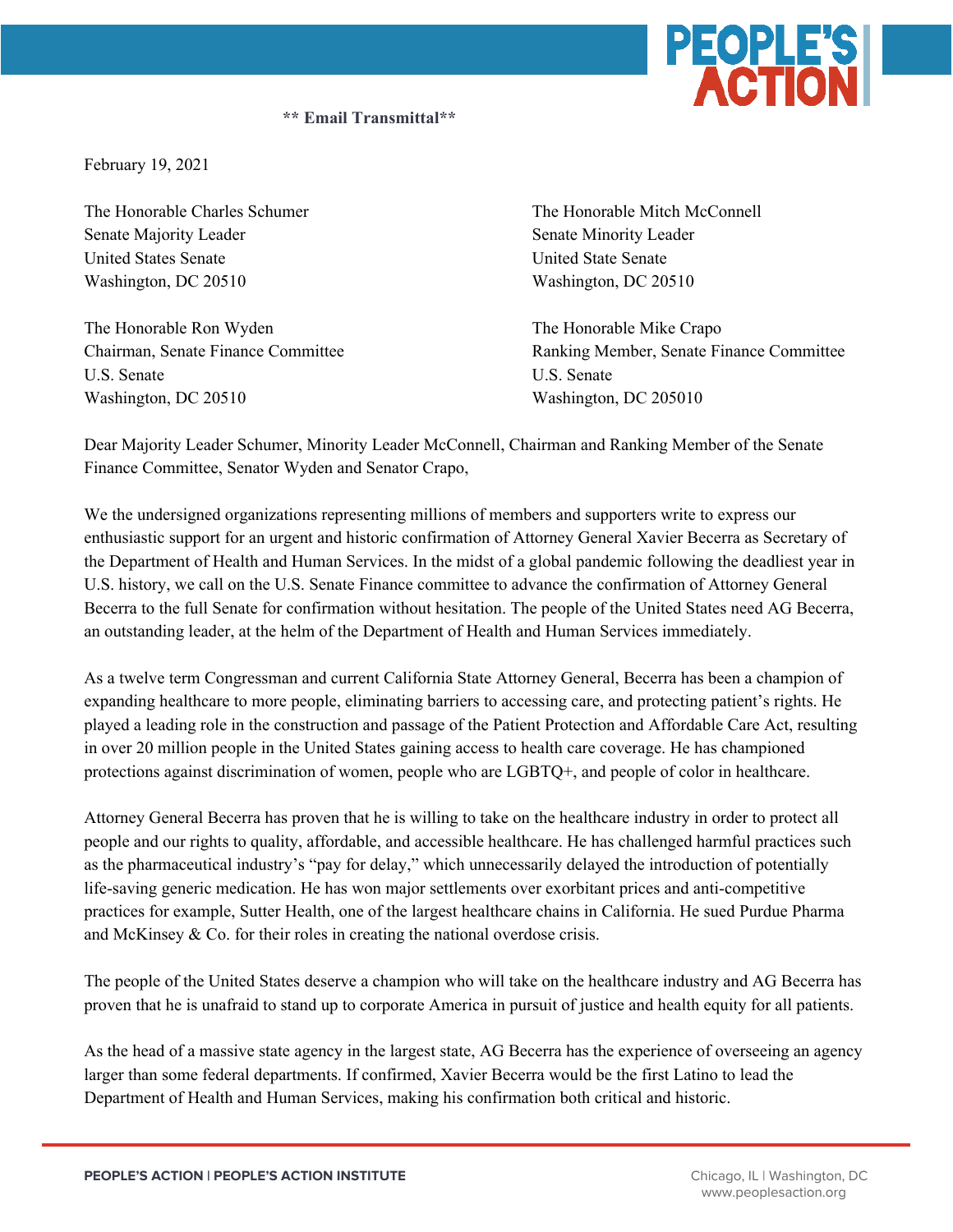**PEOPLE'S ACTION**

**\*\* Email Transmittal\*\***

February 19, 2021

The Honorable Charles Schumer
Senate Majority Leader
United States Senate
Washington, DC 20510

The Honorable Mitch McConnell
Senate Minority Leader
United State Senate
Washington, DC 20510

The Honorable Ron Wyden
Chairman, Senate Finance Committee
U.S. Senate
Washington, DC 20510

The Honorable Mike Crapo
Ranking Member, Senate Finance Committee
U.S. Senate
Washington, DC 205010

Dear Majority Leader Schumer, Minority Leader McConnell, Chairman and Ranking Member of the Senate Finance Committee, Senator Wyden and Senator Crapo,

We the undersigned organizations representing millions of members and supporters write to express our enthusiastic support for an urgent and historic confirmation of Attorney General Xavier Becerra as Secretary of the Department of Health and Human Services. In the midst of a global pandemic following the deadliest year in U.S. history, we call on the U.S. Senate Finance committee to advance the confirmation of Attorney General Becerra to the full Senate for confirmation without hesitation. The people of the United States need AG Becerra, an outstanding leader, at the helm of the Department of Health and Human Services immediately.

As a twelve term Congressman and current California State Attorney General, Becerra has been a champion of expanding healthcare to more people, eliminating barriers to accessing care, and protecting patient's rights. He played a leading role in the construction and passage of the Patient Protection and Affordable Care Act, resulting in over 20 million people in the United States gaining access to health care coverage. He has championed protections against discrimination of women, people who are LGBTQ+, and people of color in healthcare.

Attorney General Becerra has proven that he is willing to take on the healthcare industry in order to protect all people and our rights to quality, affordable, and accessible healthcare. He has challenged harmful practices such as the pharmaceutical industry's "pay for delay," which unnecessarily delayed the introduction of potentially life-saving generic medication. He has won major settlements over exorbitant prices and anti-competitive practices for example, Sutter Health, one of the largest healthcare chains in California. He sued Purdue Pharma and McKinsey & Co. for their roles in creating the national overdose crisis.

The people of the United States deserve a champion who will take on the healthcare industry and AG Becerra has proven that he is unafraid to stand up to corporate America in pursuit of justice and health equity for all patients.

As the head of a massive state agency in the largest state, AG Becerra has the experience of overseeing an agency larger than some federal departments. If confirmed, Xavier Becerra would be the first Latino to lead the Department of Health and Human Services, making his confirmation both critical and historic.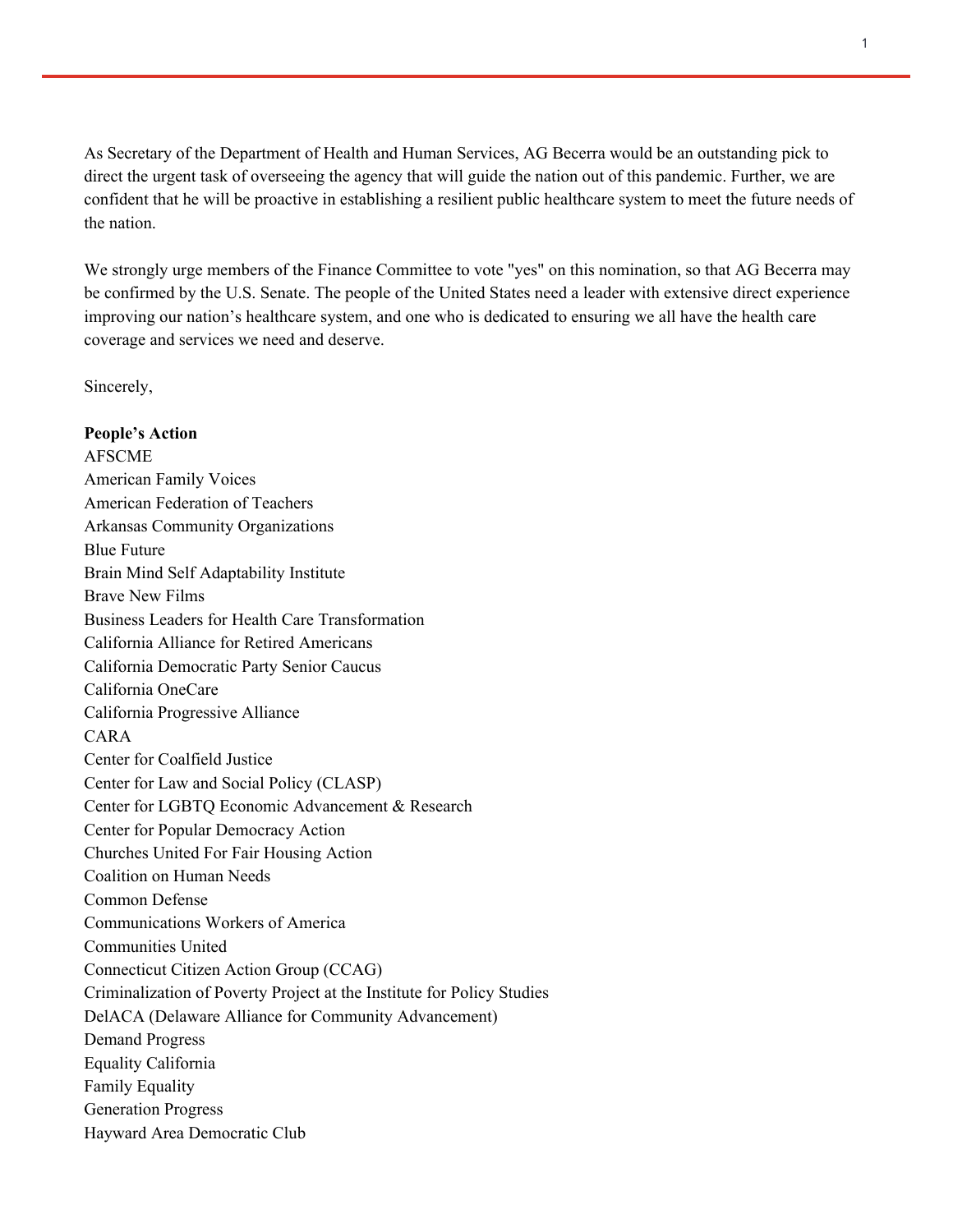As Secretary of the Department of Health and Human Services, AG Becerra would be an outstanding pick to direct the urgent task of overseeing the agency that will guide the nation out of this pandemic. Further, we are confident that he will be proactive in establishing a resilient public healthcare system to meet the future needs of the nation.

We strongly urge members of the Finance Committee to vote "yes" on this nomination, so that AG Becerra may be confirmed by the U.S. Senate. The people of the United States need a leader with extensive direct experience improving our nation's healthcare system, and one who is dedicated to ensuring we all have the health care coverage and services we need and deserve.

Sincerely,

**People's Action**
AFSCME
American Family Voices
American Federation of Teachers
Arkansas Community Organizations
Blue Future
Brain Mind Self Adaptability Institute
Brave New Films
Business Leaders for Health Care Transformation
California Alliance for Retired Americans
California Democratic Party Senior Caucus
California OneCare
California Progressive Alliance
CARA
Center for Coalfield Justice
Center for Law and Social Policy (CLASP)
Center for LGBTQ Economic Advancement & Research
Center for Popular Democracy Action
Churches United For Fair Housing Action
Coalition on Human Needs
Common Defense
Communications Workers of America
Communities United
Connecticut Citizen Action Group (CCAG)
Criminalization of Poverty Project at the Institute for Policy Studies
DelACA (Delaware Alliance for Community Advancement)
Demand Progress
Equality California
Family Equality
Generation Progress
Hayward Area Democratic Club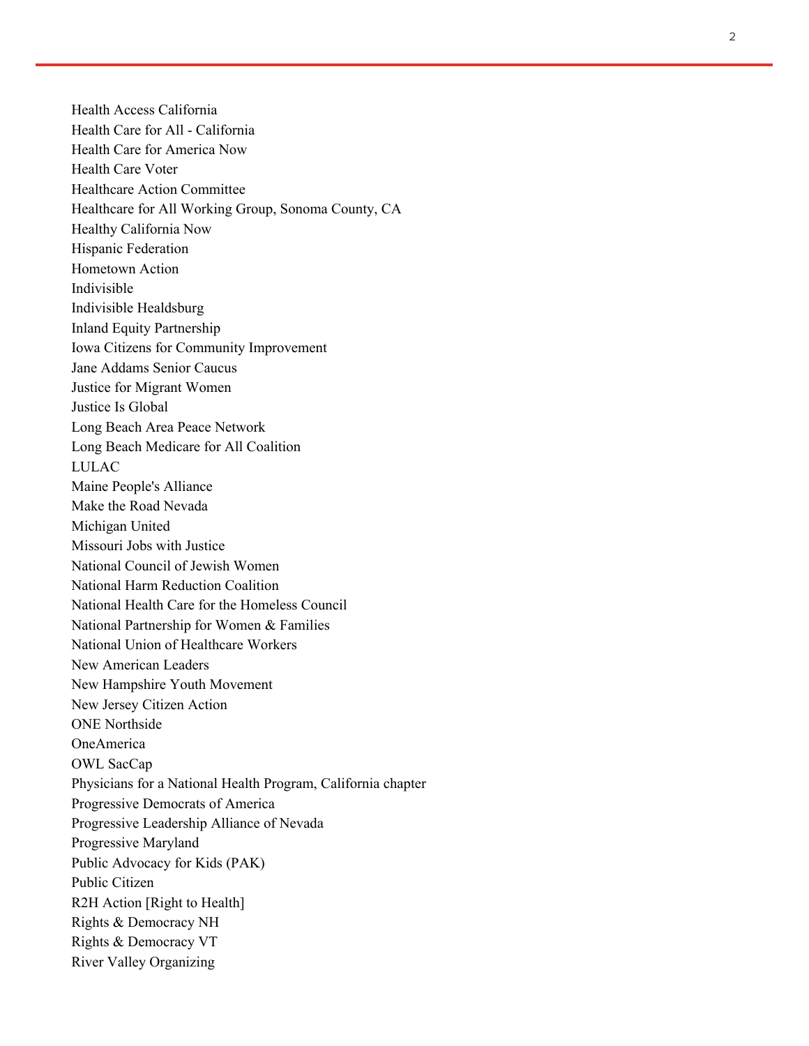Health Access California
Health Care for All - California
Health Care for America Now
Health Care Voter
Healthcare Action Committee
Healthcare for All Working Group, Sonoma County, CA
Healthy California Now
Hispanic Federation
Hometown Action
Indivisible
Indivisible Healdsburg
Inland Equity Partnership
Iowa Citizens for Community Improvement
Jane Addams Senior Caucus
Justice for Migrant Women
Justice Is Global
Long Beach Area Peace Network
Long Beach Medicare for All Coalition
LULAC
Maine People's Alliance
Make the Road Nevada
Michigan United
Missouri Jobs with Justice
National Council of Jewish Women
National Harm Reduction Coalition
National Health Care for the Homeless Council
National Partnership for Women & Families
National Union of Healthcare Workers
New American Leaders
New Hampshire Youth Movement
New Jersey Citizen Action
ONE Northside
OneAmerica
OWL SacCap
Physicians for a National Health Program, California chapter
Progressive Democrats of America
Progressive Leadership Alliance of Nevada
Progressive Maryland
Public Advocacy for Kids (PAK)
Public Citizen
R2H Action [Right to Health]
Rights & Democracy NH
Rights & Democracy VT
River Valley Organizing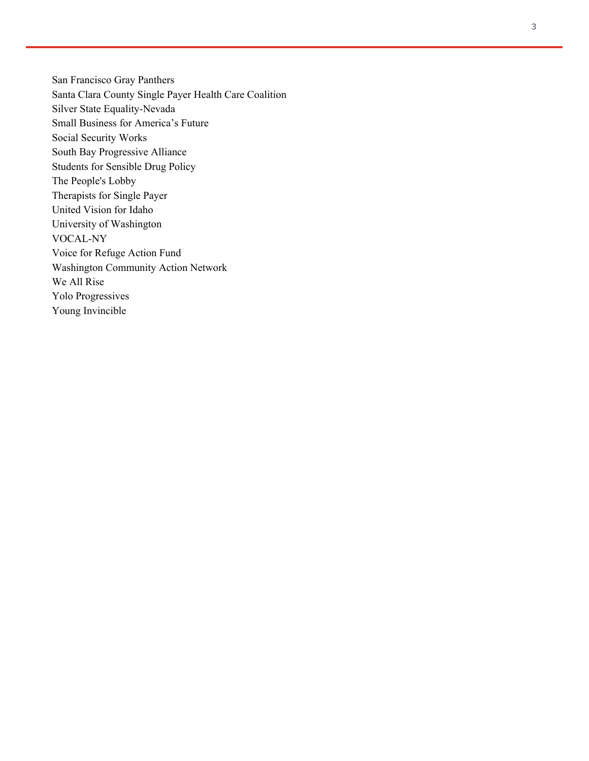San Francisco Gray Panthers
Santa Clara County Single Payer Health Care Coalition
Silver State Equality-Nevada
Small Business for America's Future
Social Security Works
South Bay Progressive Alliance
Students for Sensible Drug Policy
The People's Lobby
Therapists for Single Payer
United Vision for Idaho
University of Washington
VOCAL-NY
Voice for Refuge Action Fund
Washington Community Action Network
We All Rise
Yolo Progressives
Young Invincible